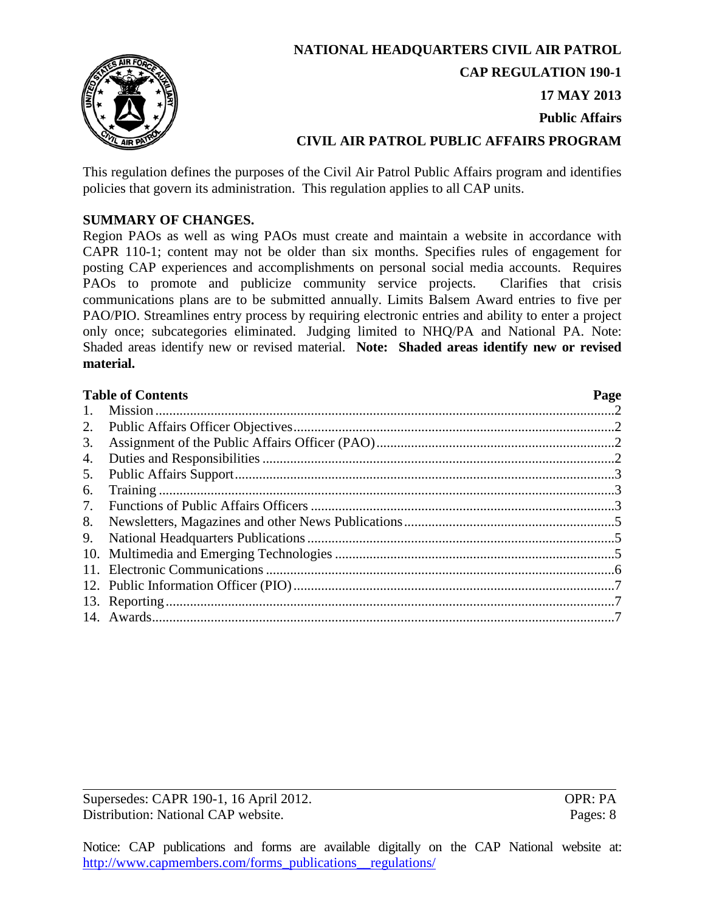**NATIONAL HEADQUARTERS CIVIL AIR PATROL**

**CAP REGULATION 190-1**

**17 MAY 2013**

**Public Affairs**

# CIVIL AIR PATROL PUBLIC AFFAIRS PROGRAM

This regulation defines the purposes of the Civil Air Patrol Public Affairs program and identifies policies that govern its administration. This regulation applies to all CAP units.

**SUMMARY OF CHANGES.**

Region PAOs as well as wing PAOs must create and maintain a website in accordance with CAPR 110-1; content may not be older than six months. Specifies rules of engagement for posting CAP experiences and accomplishments on personal social media accounts. Requires PAOs to promote and publicize community service projects. Clarifies that crisis communications plans are to be submitted annually. Limits Balsem Award entries to five per PAO/PIO. Streamlines entry process by requiring electronic entries and ability to enter a project only once; subcategories eliminated. Judging limited to NHQ/PA and National PA. Note: Shaded areas identify new or revised material. **Note: Shaded areas identify new or revised material.**

| **Table of Contents** | **Page** |
|---|---|
| 1. Mission | 2 |
| 2. Public Affairs Officer Objectives | 2 |
| 3. Assignment of the Public Affairs Officer (PAO) | 2 |
| 4. Duties and Responsibilities | 2 |
| 5. Public Affairs Support | 3 |
| 6. Training | 3 |
| 7. Functions of Public Affairs Officers | 3 |
| 8. Newsletters, Magazines and other News Publications | 5 |
| 9. National Headquarters Publications | 5 |
| 10. Multimedia and Emerging Technologies | 5 |
| 11. Electronic Communications | 6 |
| 12. Public Information Officer (PIO) | 7 |
| 13. Reporting | 7 |
| 14. Awards | 7 |

Supersedes: CAPR 190-1, 16 April 2012. OPR: PA
Distribution: National CAP website. Pages: 8

Notice: CAP publications and forms are available digitally on the CAP National website at: http://www.capmembers.com/forms_publications__regulations/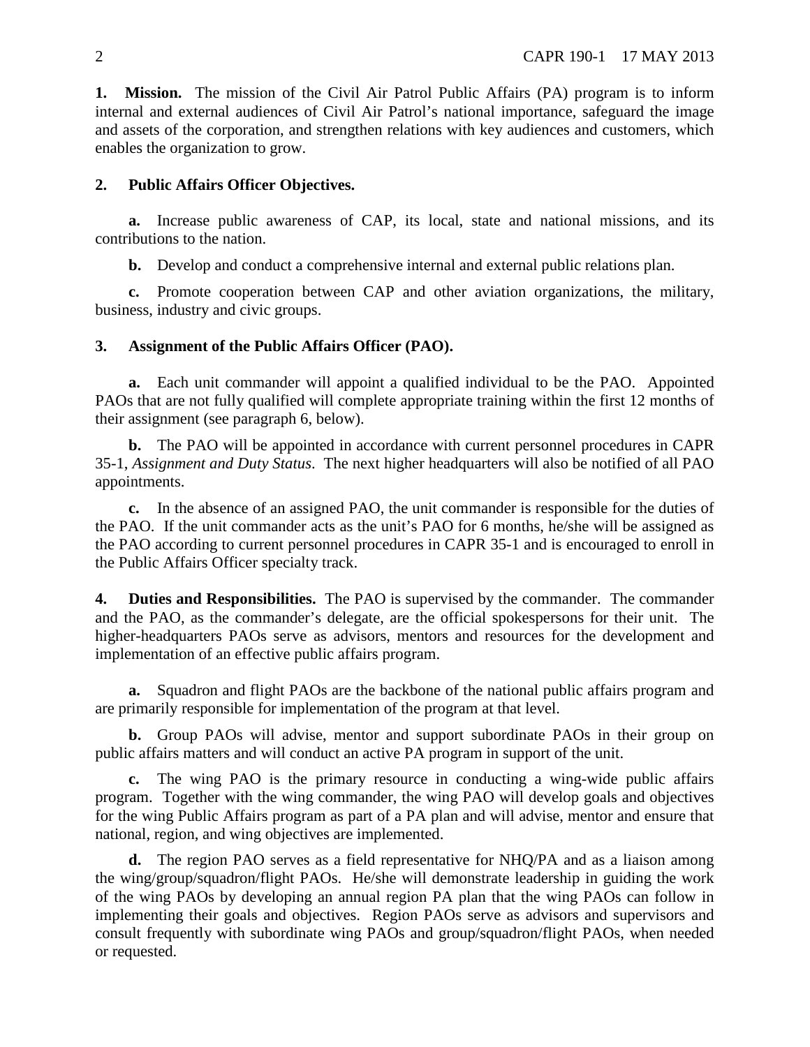**1. Mission.** The mission of the Civil Air Patrol Public Affairs (PA) program is to inform internal and external audiences of Civil Air Patrol's national importance, safeguard the image and assets of the corporation, and strengthen relations with key audiences and customers, which enables the organization to grow.

**2. Public Affairs Officer Objectives.**

**a.** Increase public awareness of CAP, its local, state and national missions, and its contributions to the nation.

**b.** Develop and conduct a comprehensive internal and external public relations plan.

**c.** Promote cooperation between CAP and other aviation organizations, the military, business, industry and civic groups.

**3. Assignment of the Public Affairs Officer (PAO).**

**a.** Each unit commander will appoint a qualified individual to be the PAO. Appointed PAOs that are not fully qualified will complete appropriate training within the first 12 months of their assignment (see paragraph 6, below).

**b.** The PAO will be appointed in accordance with current personnel procedures in CAPR 35-1, *Assignment and Duty Status*. The next higher headquarters will also be notified of all PAO appointments.

**c.** In the absence of an assigned PAO, the unit commander is responsible for the duties of the PAO. If the unit commander acts as the unit's PAO for 6 months, he/she will be assigned as the PAO according to current personnel procedures in CAPR 35-1 and is encouraged to enroll in the Public Affairs Officer specialty track.

**4. Duties and Responsibilities.** The PAO is supervised by the commander. The commander and the PAO, as the commander's delegate, are the official spokespersons for their unit. The higher-headquarters PAOs serve as advisors, mentors and resources for the development and implementation of an effective public affairs program.

**a.** Squadron and flight PAOs are the backbone of the national public affairs program and are primarily responsible for implementation of the program at that level.

**b.** Group PAOs will advise, mentor and support subordinate PAOs in their group on public affairs matters and will conduct an active PA program in support of the unit.

**c.** The wing PAO is the primary resource in conducting a wing-wide public affairs program. Together with the wing commander, the wing PAO will develop goals and objectives for the wing Public Affairs program as part of a PA plan and will advise, mentor and ensure that national, region, and wing objectives are implemented.

**d.** The region PAO serves as a field representative for NHQ/PA and as a liaison among the wing/group/squadron/flight PAOs. He/she will demonstrate leadership in guiding the work of the wing PAOs by developing an annual region PA plan that the wing PAOs can follow in implementing their goals and objectives. Region PAOs serve as advisors and supervisors and consult frequently with subordinate wing PAOs and group/squadron/flight PAOs, when needed or requested.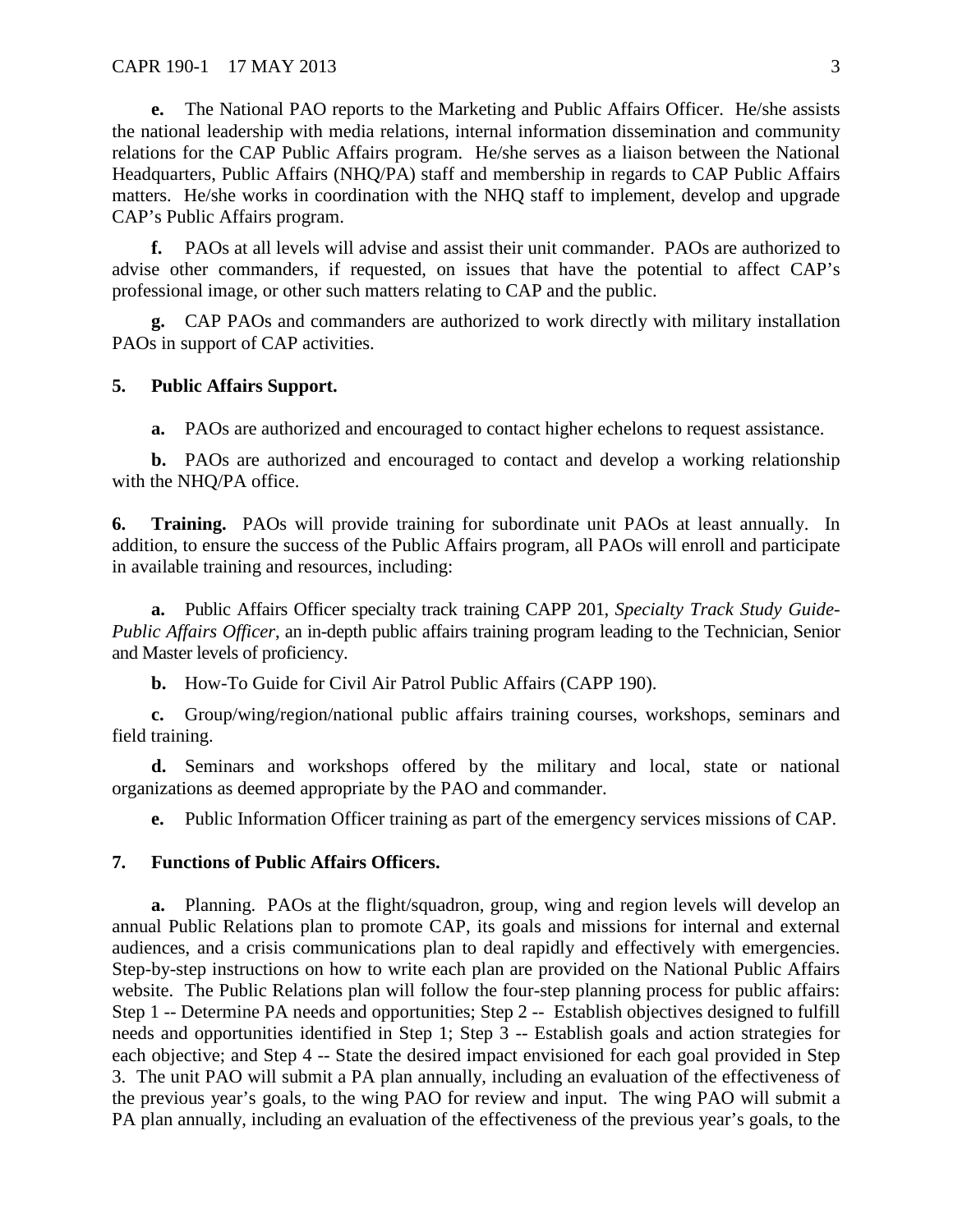**e.** The National PAO reports to the Marketing and Public Affairs Officer. He/she assists the national leadership with media relations, internal information dissemination and community relations for the CAP Public Affairs program. He/she serves as a liaison between the National Headquarters, Public Affairs (NHQ/PA) staff and membership in regards to CAP Public Affairs matters. He/she works in coordination with the NHQ staff to implement, develop and upgrade CAP's Public Affairs program.

**f.** PAOs at all levels will advise and assist their unit commander. PAOs are authorized to advise other commanders, if requested, on issues that have the potential to affect CAP's professional image, or other such matters relating to CAP and the public.

**g.** CAP PAOs and commanders are authorized to work directly with military installation PAOs in support of CAP activities.

**5. Public Affairs Support.**

**a.** PAOs are authorized and encouraged to contact higher echelons to request assistance.

**b.** PAOs are authorized and encouraged to contact and develop a working relationship with the NHQ/PA office.

**6. Training.** PAOs will provide training for subordinate unit PAOs at least annually. In addition, to ensure the success of the Public Affairs program, all PAOs will enroll and participate in available training and resources, including:

**a.** Public Affairs Officer specialty track training CAPP 201, *Specialty Track Study Guide-Public Affairs Officer,* an in-depth public affairs training program leading to the Technician, Senior and Master levels of proficiency.

**b.** How-To Guide for Civil Air Patrol Public Affairs (CAPP 190).

**c.** Group/wing/region/national public affairs training courses, workshops, seminars and field training.

**d.** Seminars and workshops offered by the military and local, state or national organizations as deemed appropriate by the PAO and commander.

**e.** Public Information Officer training as part of the emergency services missions of CAP.

**7. Functions of Public Affairs Officers.**

**a.** Planning. PAOs at the flight/squadron, group, wing and region levels will develop an annual Public Relations plan to promote CAP, its goals and missions for internal and external audiences, and a crisis communications plan to deal rapidly and effectively with emergencies. Step-by-step instructions on how to write each plan are provided on the National Public Affairs website. The Public Relations plan will follow the four-step planning process for public affairs: Step 1 -- Determine PA needs and opportunities; Step 2 -- Establish objectives designed to fulfill needs and opportunities identified in Step 1; Step 3 -- Establish goals and action strategies for each objective; and Step 4 -- State the desired impact envisioned for each goal provided in Step 3. The unit PAO will submit a PA plan annually, including an evaluation of the effectiveness of the previous year's goals, to the wing PAO for review and input. The wing PAO will submit a PA plan annually, including an evaluation of the effectiveness of the previous year's goals, to the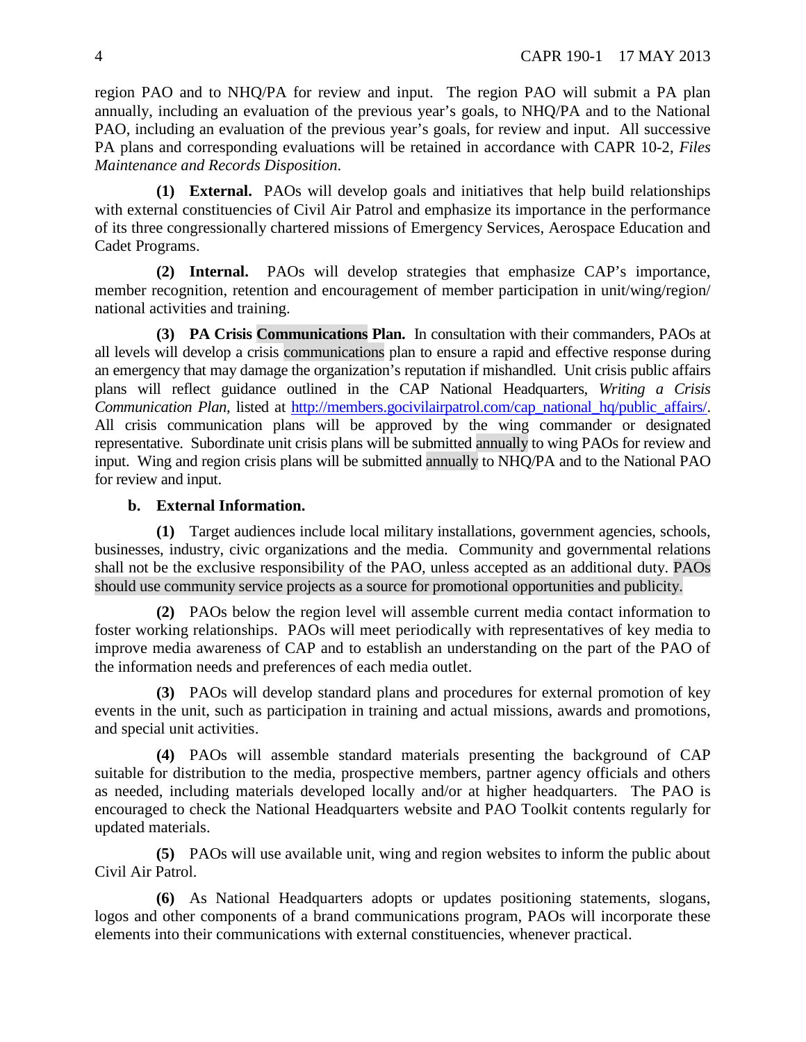region PAO and to NHQ/PA for review and input. The region PAO will submit a PA plan annually, including an evaluation of the previous year's goals, to NHQ/PA and to the National PAO, including an evaluation of the previous year's goals, for review and input. All successive PA plans and corresponding evaluations will be retained in accordance with CAPR 10-2, *Files Maintenance and Records Disposition*.

**(1) External.** PAOs will develop goals and initiatives that help build relationships with external constituencies of Civil Air Patrol and emphasize its importance in the performance of its three congressionally chartered missions of Emergency Services, Aerospace Education and Cadet Programs.

**(2) Internal.** PAOs will develop strategies that emphasize CAP's importance, member recognition, retention and encouragement of member participation in unit/wing/region/ national activities and training.

**(3) PA Crisis Communications Plan.** In consultation with their commanders, PAOs at all levels will develop a crisis communications plan to ensure a rapid and effective response during an emergency that may damage the organization's reputation if mishandled. Unit crisis public affairs plans will reflect guidance outlined in the CAP National Headquarters, *Writing a Crisis Communication Plan*, listed at http://members.gocivilairpatrol.com/cap_national_hq/public_affairs/. All crisis communication plans will be approved by the wing commander or designated representative. Subordinate unit crisis plans will be submitted annually to wing PAOs for review and input. Wing and region crisis plans will be submitted annually to NHQ/PA and to the National PAO for review and input.

**b. External Information.**

**(1)** Target audiences include local military installations, government agencies, schools, businesses, industry, civic organizations and the media. Community and governmental relations shall not be the exclusive responsibility of the PAO, unless accepted as an additional duty. PAOs should use community service projects as a source for promotional opportunities and publicity.

**(2)** PAOs below the region level will assemble current media contact information to foster working relationships. PAOs will meet periodically with representatives of key media to improve media awareness of CAP and to establish an understanding on the part of the PAO of the information needs and preferences of each media outlet.

**(3)** PAOs will develop standard plans and procedures for external promotion of key events in the unit, such as participation in training and actual missions, awards and promotions, and special unit activities.

**(4)** PAOs will assemble standard materials presenting the background of CAP suitable for distribution to the media, prospective members, partner agency officials and others as needed, including materials developed locally and/or at higher headquarters. The PAO is encouraged to check the National Headquarters website and PAO Toolkit contents regularly for updated materials.

**(5)** PAOs will use available unit, wing and region websites to inform the public about Civil Air Patrol.

**(6)** As National Headquarters adopts or updates positioning statements, slogans, logos and other components of a brand communications program, PAOs will incorporate these elements into their communications with external constituencies, whenever practical.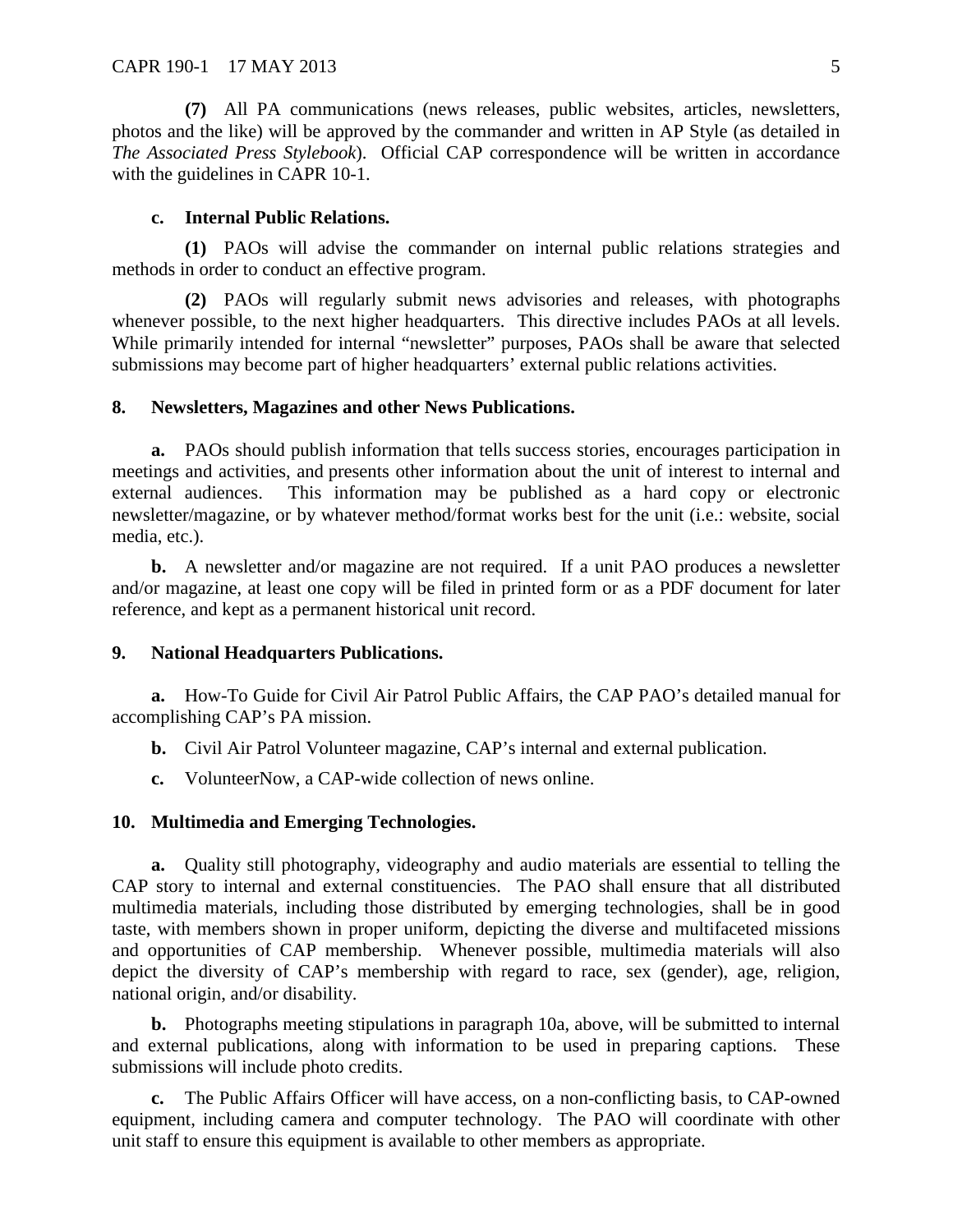**(7)** All PA communications (news releases, public websites, articles, newsletters, photos and the like) will be approved by the commander and written in AP Style (as detailed in *The Associated Press Stylebook*). Official CAP correspondence will be written in accordance with the guidelines in CAPR 10-1.

**c. Internal Public Relations.**

**(1)** PAOs will advise the commander on internal public relations strategies and methods in order to conduct an effective program.

**(2)** PAOs will regularly submit news advisories and releases, with photographs whenever possible, to the next higher headquarters. This directive includes PAOs at all levels. While primarily intended for internal "newsletter" purposes, PAOs shall be aware that selected submissions may become part of higher headquarters' external public relations activities.

**8. Newsletters, Magazines and other News Publications.**

**a.** PAOs should publish information that tells success stories, encourages participation in meetings and activities, and presents other information about the unit of interest to internal and external audiences. This information may be published as a hard copy or electronic newsletter/magazine, or by whatever method/format works best for the unit (i.e.: website, social media, etc.).

**b.** A newsletter and/or magazine are not required. If a unit PAO produces a newsletter and/or magazine, at least one copy will be filed in printed form or as a PDF document for later reference, and kept as a permanent historical unit record.

**9. National Headquarters Publications.**

**a.** How-To Guide for Civil Air Patrol Public Affairs, the CAP PAO's detailed manual for accomplishing CAP's PA mission.

**b.** Civil Air Patrol Volunteer magazine, CAP's internal and external publication.

**c.** VolunteerNow, a CAP-wide collection of news online.

**10. Multimedia and Emerging Technologies.**

**a.** Quality still photography, videography and audio materials are essential to telling the CAP story to internal and external constituencies. The PAO shall ensure that all distributed multimedia materials, including those distributed by emerging technologies, shall be in good taste, with members shown in proper uniform, depicting the diverse and multifaceted missions and opportunities of CAP membership. Whenever possible, multimedia materials will also depict the diversity of CAP's membership with regard to race, sex (gender), age, religion, national origin, and/or disability.

**b.** Photographs meeting stipulations in paragraph 10a, above, will be submitted to internal and external publications, along with information to be used in preparing captions. These submissions will include photo credits.

**c.** The Public Affairs Officer will have access, on a non-conflicting basis, to CAP-owned equipment, including camera and computer technology. The PAO will coordinate with other unit staff to ensure this equipment is available to other members as appropriate.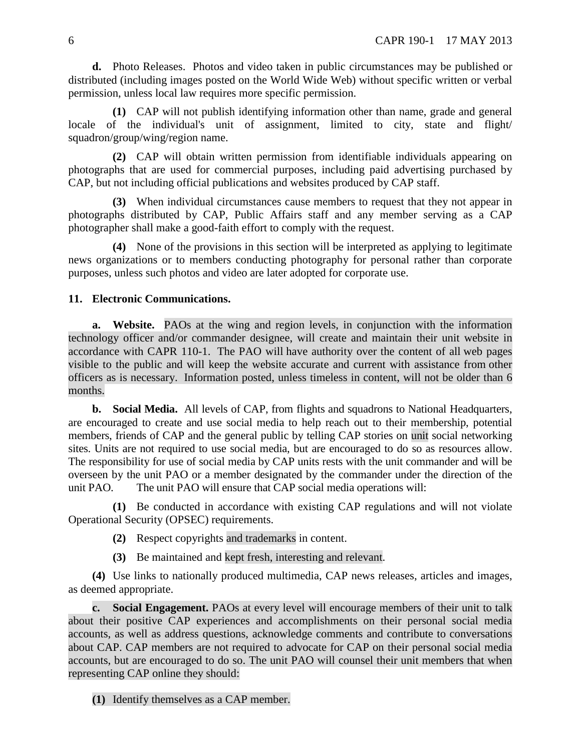**d.** Photo Releases. Photos and video taken in public circumstances may be published or distributed (including images posted on the World Wide Web) without specific written or verbal permission, unless local law requires more specific permission.

**(1)** CAP will not publish identifying information other than name, grade and general locale of the individual's unit of assignment, limited to city, state and flight/ squadron/group/wing/region name.

**(2)** CAP will obtain written permission from identifiable individuals appearing on photographs that are used for commercial purposes, including paid advertising purchased by CAP, but not including official publications and websites produced by CAP staff.

**(3)** When individual circumstances cause members to request that they not appear in photographs distributed by CAP, Public Affairs staff and any member serving as a CAP photographer shall make a good-faith effort to comply with the request.

**(4)** None of the provisions in this section will be interpreted as applying to legitimate news organizations or to members conducting photography for personal rather than corporate purposes, unless such photos and video are later adopted for corporate use.

**11. Electronic Communications.**

**a. Website.** PAOs at the wing and region levels, in conjunction with the information technology officer and/or commander designee, will create and maintain their unit website in accordance with CAPR 110-1. The PAO will have authority over the content of all web pages visible to the public and will keep the website accurate and current with assistance from other officers as is necessary. Information posted, unless timeless in content, will not be older than 6 months.

**b. Social Media.** All levels of CAP, from flights and squadrons to National Headquarters, are encouraged to create and use social media to help reach out to their membership, potential members, friends of CAP and the general public by telling CAP stories on unit social networking sites. Units are not required to use social media, but are encouraged to do so as resources allow. The responsibility for use of social media by CAP units rests with the unit commander and will be overseen by the unit PAO or a member designated by the commander under the direction of the unit PAO. The unit PAO will ensure that CAP social media operations will:

**(1)** Be conducted in accordance with existing CAP regulations and will not violate Operational Security (OPSEC) requirements.

**(2)** Respect copyrights and trademarks in content.

**(3)** Be maintained and kept fresh, interesting and relevant.

**(4)** Use links to nationally produced multimedia, CAP news releases, articles and images, as deemed appropriate.

**c. Social Engagement.** PAOs at every level will encourage members of their unit to talk about their positive CAP experiences and accomplishments on their personal social media accounts, as well as address questions, acknowledge comments and contribute to conversations about CAP. CAP members are not required to advocate for CAP on their personal social media accounts, but are encouraged to do so. The unit PAO will counsel their unit members that when representing CAP online they should:

**(1)** Identify themselves as a CAP member.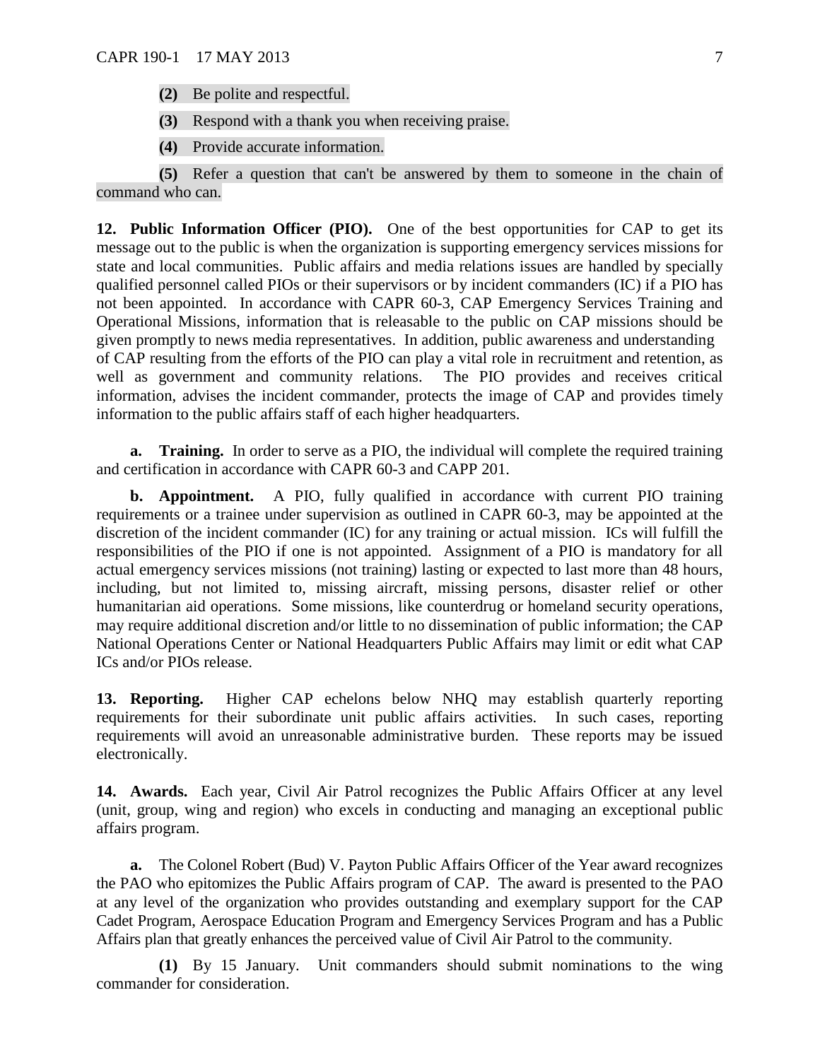**(2)** Be polite and respectful.

**(3)** Respond with a thank you when receiving praise.

**(4)** Provide accurate information.

**(5)** Refer a question that can't be answered by them to someone in the chain of command who can.

**12. Public Information Officer (PIO).** One of the best opportunities for CAP to get its message out to the public is when the organization is supporting emergency services missions for state and local communities. Public affairs and media relations issues are handled by specially qualified personnel called PIOs or their supervisors or by incident commanders (IC) if a PIO has not been appointed. In accordance with CAPR 60-3, CAP Emergency Services Training and Operational Missions, information that is releasable to the public on CAP missions should be given promptly to news media representatives. In addition, public awareness and understanding of CAP resulting from the efforts of the PIO can play a vital role in recruitment and retention, as well as government and community relations. The PIO provides and receives critical information, advises the incident commander, protects the image of CAP and provides timely information to the public affairs staff of each higher headquarters.

**a. Training.** In order to serve as a PIO, the individual will complete the required training and certification in accordance with CAPR 60-3 and CAPP 201.

**b. Appointment.** A PIO, fully qualified in accordance with current PIO training requirements or a trainee under supervision as outlined in CAPR 60-3, may be appointed at the discretion of the incident commander (IC) for any training or actual mission. ICs will fulfill the responsibilities of the PIO if one is not appointed. Assignment of a PIO is mandatory for all actual emergency services missions (not training) lasting or expected to last more than 48 hours, including, but not limited to, missing aircraft, missing persons, disaster relief or other humanitarian aid operations. Some missions, like counterdrug or homeland security operations, may require additional discretion and/or little to no dissemination of public information; the CAP National Operations Center or National Headquarters Public Affairs may limit or edit what CAP ICs and/or PIOs release.

**13. Reporting.** Higher CAP echelons below NHQ may establish quarterly reporting requirements for their subordinate unit public affairs activities. In such cases, reporting requirements will avoid an unreasonable administrative burden. These reports may be issued electronically.

**14. Awards.** Each year, Civil Air Patrol recognizes the Public Affairs Officer at any level (unit, group, wing and region) who excels in conducting and managing an exceptional public affairs program.

**a.** The Colonel Robert (Bud) V. Payton Public Affairs Officer of the Year award recognizes the PAO who epitomizes the Public Affairs program of CAP. The award is presented to the PAO at any level of the organization who provides outstanding and exemplary support for the CAP Cadet Program, Aerospace Education Program and Emergency Services Program and has a Public Affairs plan that greatly enhances the perceived value of Civil Air Patrol to the community.

**(1)** By 15 January. Unit commanders should submit nominations to the wing commander for consideration.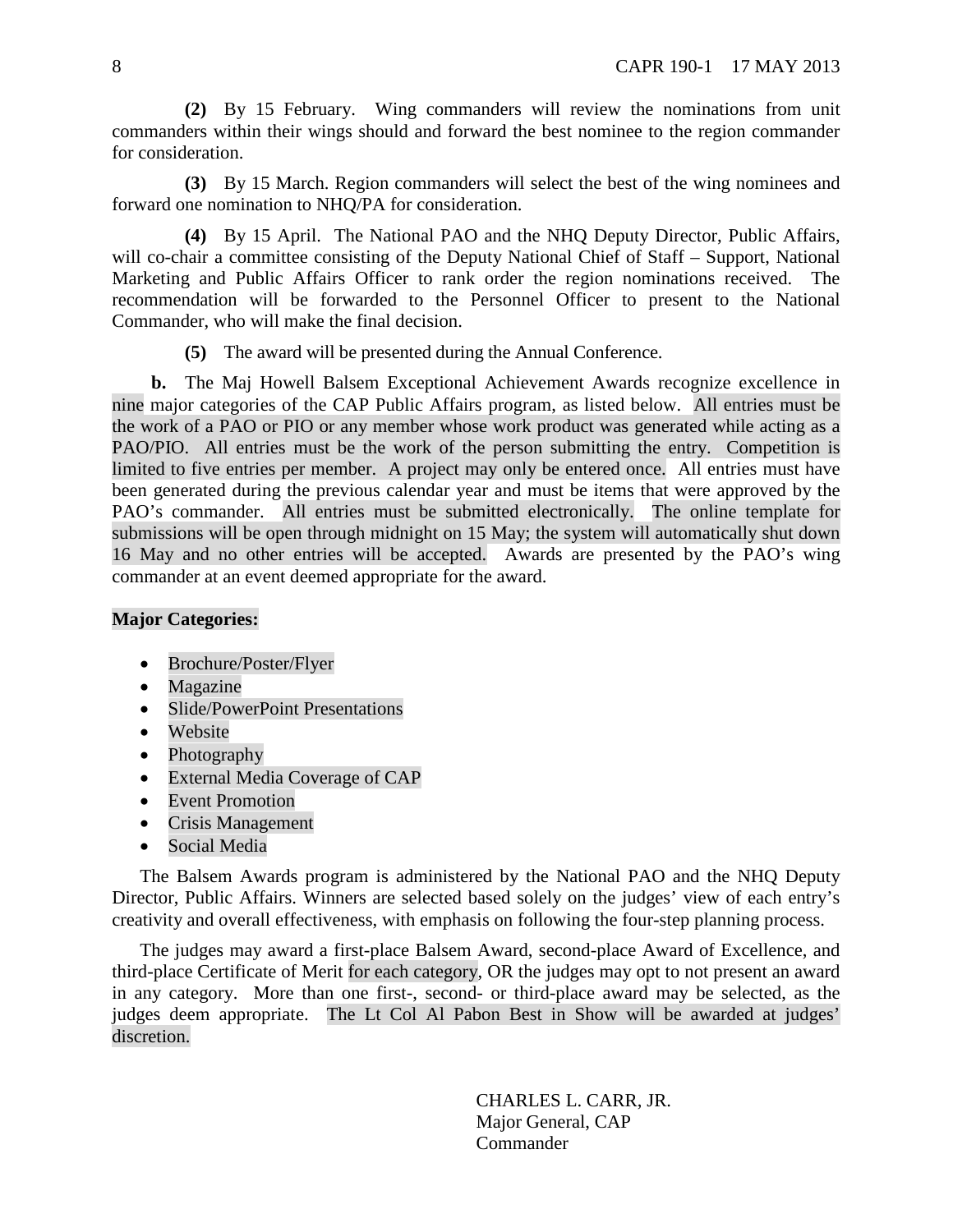**(2)** By 15 February. Wing commanders will review the nominations from unit commanders within their wings should and forward the best nominee to the region commander for consideration.

**(3)** By 15 March. Region commanders will select the best of the wing nominees and forward one nomination to NHQ/PA for consideration.

**(4)** By 15 April. The National PAO and the NHQ Deputy Director, Public Affairs, will co-chair a committee consisting of the Deputy National Chief of Staff – Support, National Marketing and Public Affairs Officer to rank order the region nominations received. The recommendation will be forwarded to the Personnel Officer to present to the National Commander, who will make the final decision.

**(5)** The award will be presented during the Annual Conference.

**b.** The Maj Howell Balsem Exceptional Achievement Awards recognize excellence in nine major categories of the CAP Public Affairs program, as listed below. All entries must be the work of a PAO or PIO or any member whose work product was generated while acting as a PAO/PIO. All entries must be the work of the person submitting the entry. Competition is limited to five entries per member. A project may only be entered once. All entries must have been generated during the previous calendar year and must be items that were approved by the PAO's commander. All entries must be submitted electronically. The online template for submissions will be open through midnight on 15 May; the system will automatically shut down 16 May and no other entries will be accepted. Awards are presented by the PAO's wing commander at an event deemed appropriate for the award.

**Major Categories:**

- Brochure/Poster/Flyer
- Magazine
- Slide/PowerPoint Presentations
- Website
- Photography
- External Media Coverage of CAP
- Event Promotion
- Crisis Management
- Social Media

The Balsem Awards program is administered by the National PAO and the NHQ Deputy Director, Public Affairs. Winners are selected based solely on the judges' view of each entry's creativity and overall effectiveness, with emphasis on following the four-step planning process.

The judges may award a first-place Balsem Award, second-place Award of Excellence, and third-place Certificate of Merit for each category, OR the judges may opt to not present an award in any category. More than one first-, second- or third-place award may be selected, as the judges deem appropriate. The Lt Col Al Pabon Best in Show will be awarded at judges' discretion.

CHARLES L. CARR, JR.
Major General, CAP
Commander